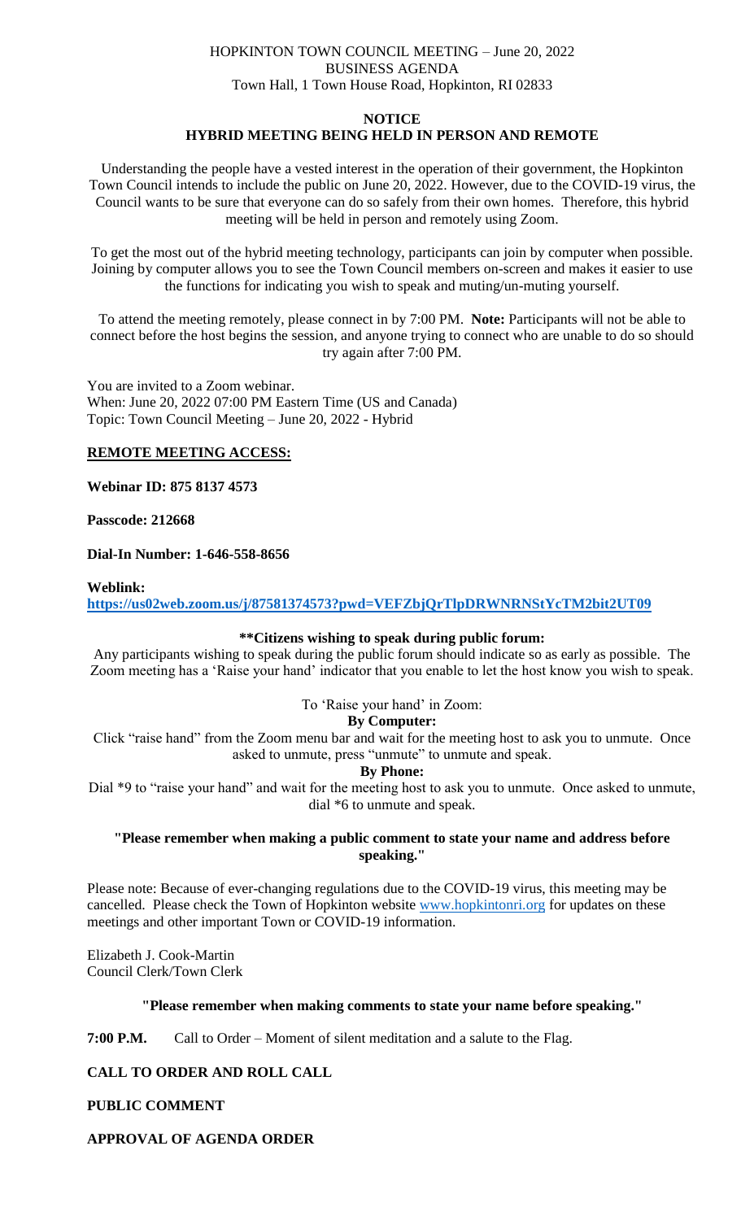HOPKINTON TOWN COUNCIL MEETING – June 20, 2022
BUSINESS AGENDA
Town Hall, 1 Town House Road, Hopkinton, RI 02833

**NOTICE**

**HYBRID MEETING BEING HELD IN PERSON AND REMOTE**

Understanding the people have a vested interest in the operation of their government, the Hopkinton Town Council intends to include the public on June 20, 2022. However, due to the COVID-19 virus, the Council wants to be sure that everyone can do so safely from their own homes. Therefore, this hybrid meeting will be held in person and remotely using Zoom.

To get the most out of the hybrid meeting technology, participants can join by computer when possible. Joining by computer allows you to see the Town Council members on-screen and makes it easier to use the functions for indicating you wish to speak and muting/un-muting yourself.

To attend the meeting remotely, please connect in by 7:00 PM. **Note:** Participants will not be able to connect before the host begins the session, and anyone trying to connect who are unable to do so should try again after 7:00 PM.

You are invited to a Zoom webinar.
When: June 20, 2022 07:00 PM Eastern Time (US and Canada)
Topic: Town Council Meeting – June 20, 2022 - Hybrid

**REMOTE MEETING ACCESS:**

**Webinar ID: 875 8137 4573**

**Passcode: 212668**

**Dial-In Number: 1-646-558-8656**

**Weblink:**
**https://us02web.zoom.us/j/87581374573?pwd=VEFZbjQrTlpDRWNRNStYcTM2bit2UT09**

**\*\*Citizens wishing to speak during public forum:**

Any participants wishing to speak during the public forum should indicate so as early as possible. The Zoom meeting has a 'Raise your hand' indicator that you enable to let the host know you wish to speak.

To 'Raise your hand' in Zoom:

**By Computer:**

Click "raise hand" from the Zoom menu bar and wait for the meeting host to ask you to unmute. Once asked to unmute, press "unmute" to unmute and speak.

**By Phone:**

Dial \*9 to "raise your hand" and wait for the meeting host to ask you to unmute. Once asked to unmute, dial \*6 to unmute and speak.

**"Please remember when making a public comment to state your name and address before speaking."**

Please note: Because of ever-changing regulations due to the COVID-19 virus, this meeting may be cancelled. Please check the Town of Hopkinton website www.hopkintonri.org for updates on these meetings and other important Town or COVID-19 information.

Elizabeth J. Cook-Martin
Council Clerk/Town Clerk

**"Please remember when making comments to state your name before speaking."**

**7:00 P.M.** Call to Order – Moment of silent meditation and a salute to the Flag.

**CALL TO ORDER AND ROLL CALL**

**PUBLIC COMMENT**

**APPROVAL OF AGENDA ORDER**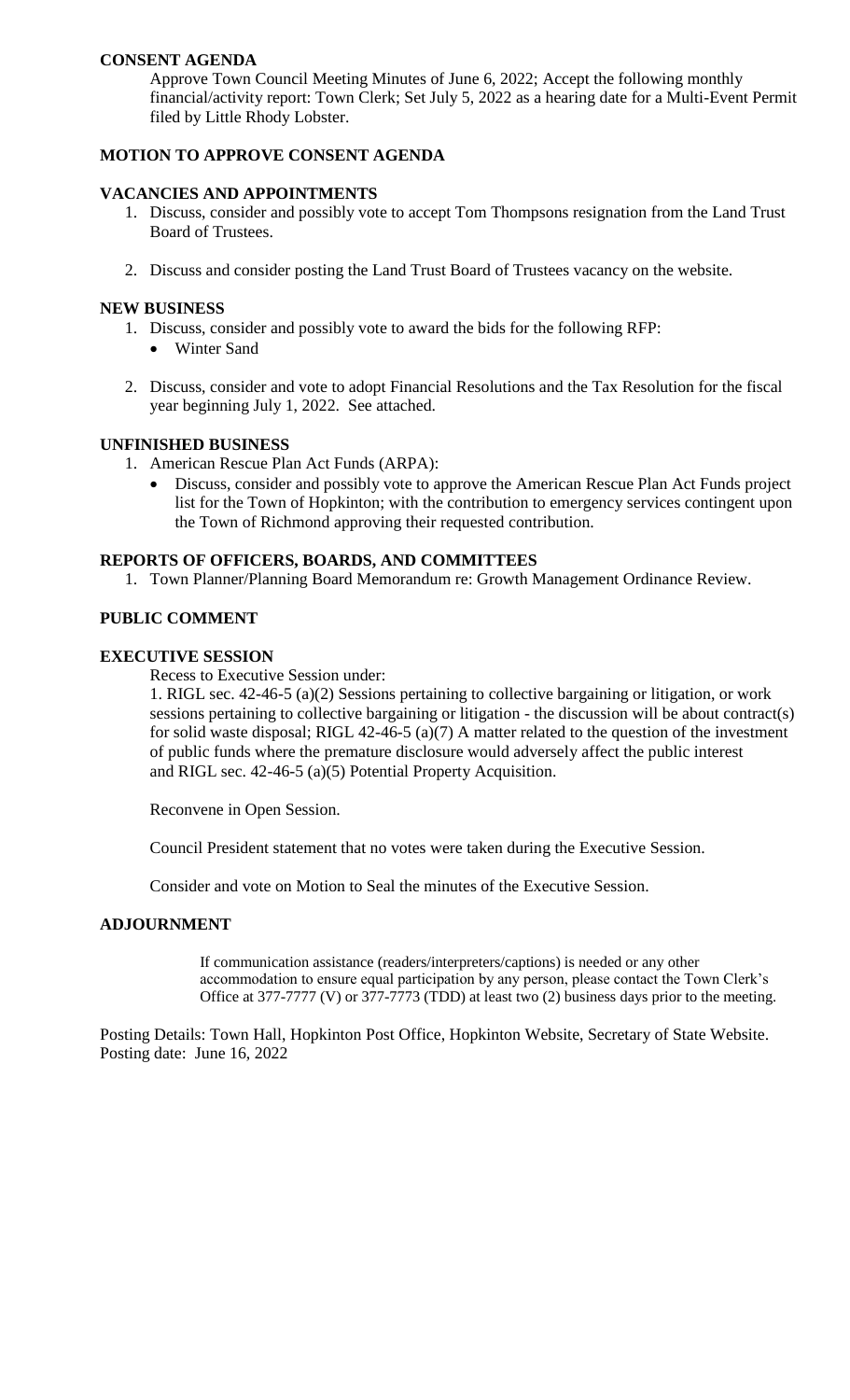**CONSENT AGENDA**

Approve Town Council Meeting Minutes of June 6, 2022; Accept the following monthly financial/activity report: Town Clerk; Set July 5, 2022 as a hearing date for a Multi-Event Permit filed by Little Rhody Lobster.

**MOTION TO APPROVE CONSENT AGENDA**

**VACANCIES AND APPOINTMENTS**

1. Discuss, consider and possibly vote to accept Tom Thompsons resignation from the Land Trust Board of Trustees.
2. Discuss and consider posting the Land Trust Board of Trustees vacancy on the website.

**NEW BUSINESS**

1. Discuss, consider and possibly vote to award the bids for the following RFP:
   - Winter Sand
2. Discuss, consider and vote to adopt Financial Resolutions and the Tax Resolution for the fiscal year beginning July 1, 2022. See attached.

**UNFINISHED BUSINESS**

1. American Rescue Plan Act Funds (ARPA):
   - Discuss, consider and possibly vote to approve the American Rescue Plan Act Funds project list for the Town of Hopkinton; with the contribution to emergency services contingent upon the Town of Richmond approving their requested contribution.

**REPORTS OF OFFICERS, BOARDS, AND COMMITTEES**

1. Town Planner/Planning Board Memorandum re: Growth Management Ordinance Review.

**PUBLIC COMMENT**

**EXECUTIVE SESSION**

Recess to Executive Session under:

1. RIGL sec. 42-46-5 (a)(2) Sessions pertaining to collective bargaining or litigation, or work sessions pertaining to collective bargaining or litigation - the discussion will be about contract(s) for solid waste disposal; RIGL 42-46-5 (a)(7) A matter related to the question of the investment of public funds where the premature disclosure would adversely affect the public interest and RIGL sec. 42-46-5 (a)(5) Potential Property Acquisition.

Reconvene in Open Session.

Council President statement that no votes were taken during the Executive Session.

Consider and vote on Motion to Seal the minutes of the Executive Session.

**ADJOURNMENT**

If communication assistance (readers/interpreters/captions) is needed or any other accommodation to ensure equal participation by any person, please contact the Town Clerk's Office at 377-7777 (V) or 377-7773 (TDD) at least two (2) business days prior to the meeting.

Posting Details: Town Hall, Hopkinton Post Office, Hopkinton Website, Secretary of State Website.
Posting date: June 16, 2022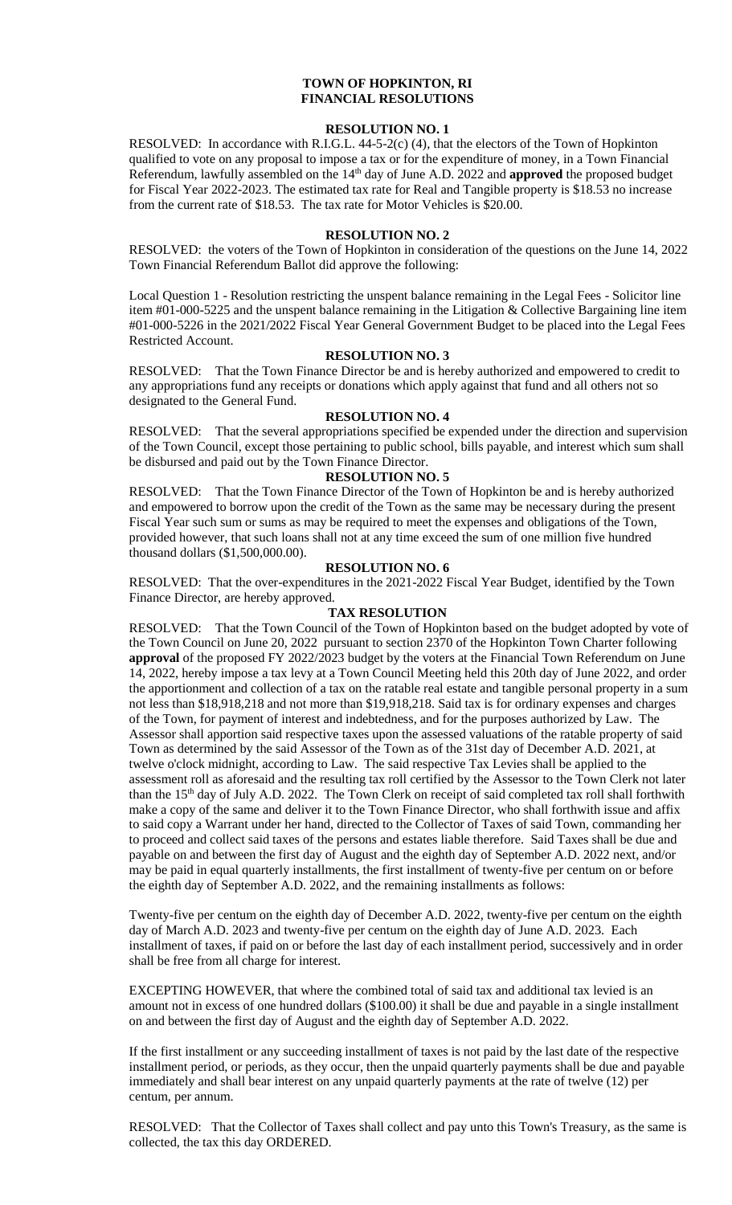# TOWN OF HOPKINTON, RI
# FINANCIAL RESOLUTIONS

## RESOLUTION NO. 1

RESOLVED: In accordance with R.I.G.L. 44-5-2(c) (4), that the electors of the Town of Hopkinton qualified to vote on any proposal to impose a tax or for the expenditure of money, in a Town Financial Referendum, lawfully assembled on the 14th day of June A.D. 2022 and **approved** the proposed budget for Fiscal Year 2022-2023. The estimated tax rate for Real and Tangible property is $18.53 no increase from the current rate of $18.53. The tax rate for Motor Vehicles is $20.00.

## RESOLUTION NO. 2

RESOLVED: the voters of the Town of Hopkinton in consideration of the questions on the June 14, 2022 Town Financial Referendum Ballot did approve the following:

Local Question 1 - Resolution restricting the unspent balance remaining in the Legal Fees - Solicitor line item #01-000-5225 and the unspent balance remaining in the Litigation & Collective Bargaining line item #01-000-5226 in the 2021/2022 Fiscal Year General Government Budget to be placed into the Legal Fees Restricted Account.

## RESOLUTION NO. 3

RESOLVED: That the Town Finance Director be and is hereby authorized and empowered to credit to any appropriations fund any receipts or donations which apply against that fund and all others not so designated to the General Fund.

## RESOLUTION NO. 4

RESOLVED: That the several appropriations specified be expended under the direction and supervision of the Town Council, except those pertaining to public school, bills payable, and interest which sum shall be disbursed and paid out by the Town Finance Director.

## RESOLUTION NO. 5

RESOLVED: That the Town Finance Director of the Town of Hopkinton be and is hereby authorized and empowered to borrow upon the credit of the Town as the same may be necessary during the present Fiscal Year such sum or sums as may be required to meet the expenses and obligations of the Town, provided however, that such loans shall not at any time exceed the sum of one million five hundred thousand dollars ($1,500,000.00).

## RESOLUTION NO. 6

RESOLVED: That the over-expenditures in the 2021-2022 Fiscal Year Budget, identified by the Town Finance Director, are hereby approved.

## TAX RESOLUTION

RESOLVED: That the Town Council of the Town of Hopkinton based on the budget adopted by vote of the Town Council on June 20, 2022 pursuant to section 2370 of the Hopkinton Town Charter following **approval** of the proposed FY 2022/2023 budget by the voters at the Financial Town Referendum on June 14, 2022, hereby impose a tax levy at a Town Council Meeting held this 20th day of June 2022, and order the apportionment and collection of a tax on the ratable real estate and tangible personal property in a sum not less than $18,918,218 and not more than $19,918,218. Said tax is for ordinary expenses and charges of the Town, for payment of interest and indebtedness, and for the purposes authorized by Law. The Assessor shall apportion said respective taxes upon the assessed valuations of the ratable property of said Town as determined by the said Assessor of the Town as of the 31st day of December A.D. 2021, at twelve o'clock midnight, according to Law. The said respective Tax Levies shall be applied to the assessment roll as aforesaid and the resulting tax roll certified by the Assessor to the Town Clerk not later than the 15th day of July A.D. 2022. The Town Clerk on receipt of said completed tax roll shall forthwith make a copy of the same and deliver it to the Town Finance Director, who shall forthwith issue and affix to said copy a Warrant under her hand, directed to the Collector of Taxes of said Town, commanding her to proceed and collect said taxes of the persons and estates liable therefore. Said Taxes shall be due and payable on and between the first day of August and the eighth day of September A.D. 2022 next, and/or may be paid in equal quarterly installments, the first installment of twenty-five per centum on or before the eighth day of September A.D. 2022, and the remaining installments as follows:

Twenty-five per centum on the eighth day of December A.D. 2022, twenty-five per centum on the eighth day of March A.D. 2023 and twenty-five per centum on the eighth day of June A.D. 2023. Each installment of taxes, if paid on or before the last day of each installment period, successively and in order shall be free from all charge for interest.

EXCEPTING HOWEVER, that where the combined total of said tax and additional tax levied is an amount not in excess of one hundred dollars ($100.00) it shall be due and payable in a single installment on and between the first day of August and the eighth day of September A.D. 2022.

If the first installment or any succeeding installment of taxes is not paid by the last date of the respective installment period, or periods, as they occur, then the unpaid quarterly payments shall be due and payable immediately and shall bear interest on any unpaid quarterly payments at the rate of twelve (12) per centum, per annum.

RESOLVED: That the Collector of Taxes shall collect and pay unto this Town's Treasury, as the same is collected, the tax this day ORDERED.